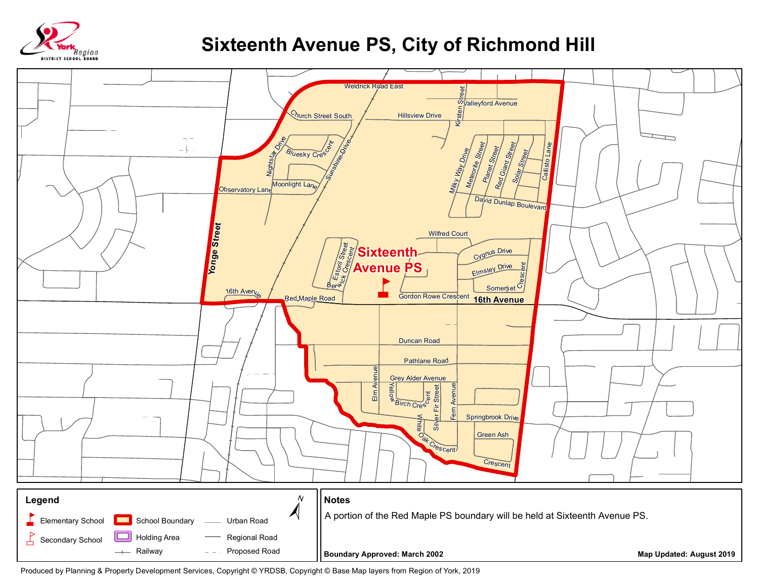York Region District School Board

# Sixteenth Avenue PS, City of Richmond Hill

Weldrick Road East
Church Street South
Hillsview Drive
Kirsten Street
Valleyford Avenue
Nightstar Drive
Bluesky Crescent
Sunshine Drive
Moonlight Lane
Observatory Lane
Milky Way Drive
Meteorite Street
Planet Street
Red Giant Street
Solar Street
Callisto Lane
David Dunlap Boulevard
Yonge Street
Wilfred Court
Estoril Street
Berwick Crescent
Cygnus Drive
Elmsley Drive
Somerset Crescent
Gordon Rowe Crescent
16th Avenue
Red Maple Road
Duncan Road
Pathlane Road
Grey Alder Avenue
Elm Avenue
Yellow Birch Crescent
Silver Fir Street
Fern Avenue
White Oak Crescent
Springbrook Drive
Green Ash Crescent

**Sixteenth Avenue PS**

## Legend

- Elementary School
- Secondary School
- School Boundary
- Holding Area
- Railway
- Urban Road
- Regional Road
- Proposed Road

N

## Notes

A portion of the Red Maple PS boundary will be held at Sixteenth Avenue PS.

**Boundary Approved: March 2002**

**Map Updated: August 2019**

Produced by Planning & Property Development Services, Copyright © YRDSB, Copyright © Base Map layers from Region of York, 2019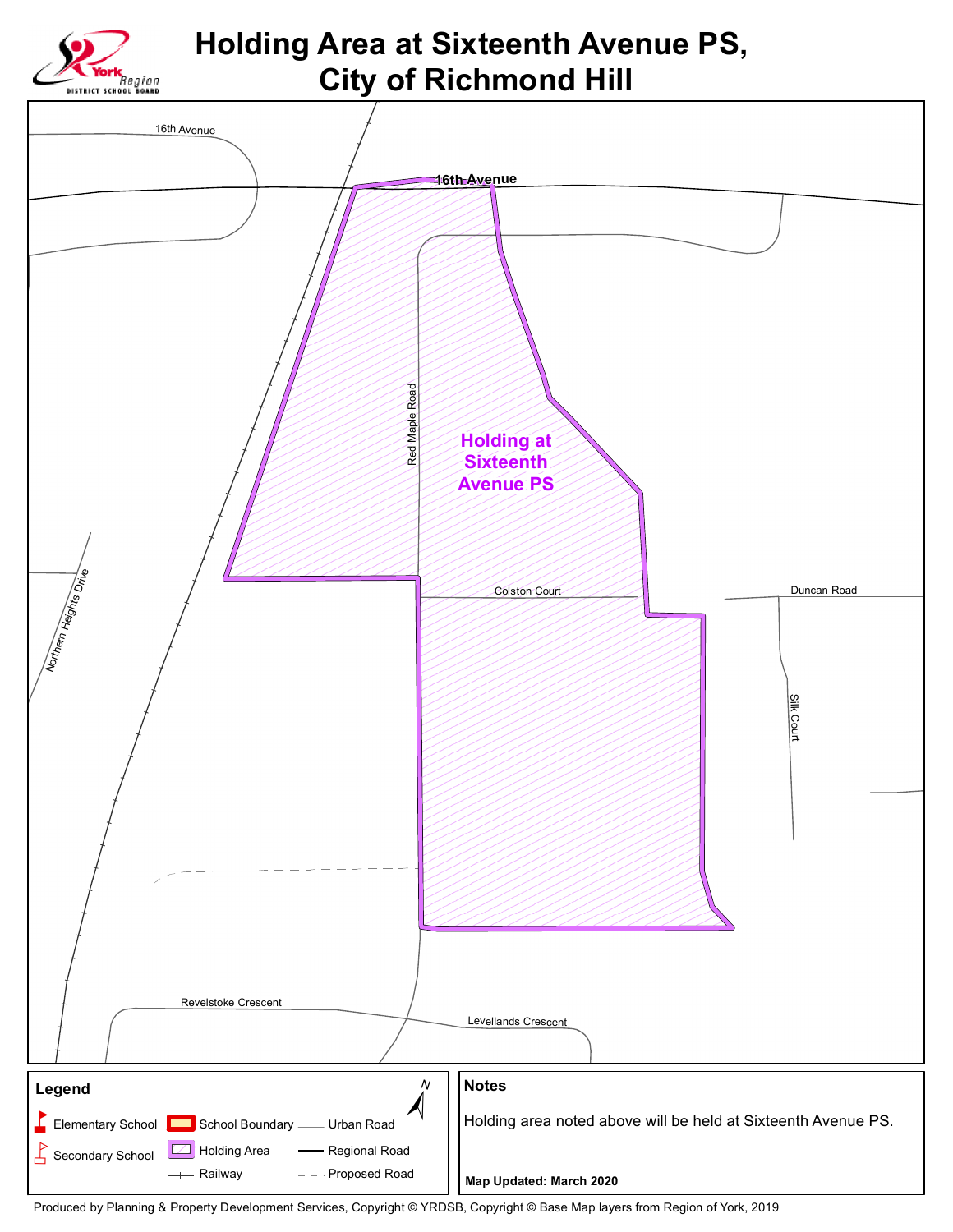# Holding Area at Sixteenth Avenue PS, City of Richmond Hill

16th Avenue

16th Avenue

Red Maple Road

Holding at Sixteenth Avenue PS

Colston Court

Duncan Road

Northern Heights Drive

Silk Court

Revelstoke Crescent

Levellands Crescent

**Legend**

Elementary School

Secondary School

School Boundary

Holding Area

Railway

Urban Road

Regional Road

Proposed Road

N

**Notes**

Holding area noted above will be held at Sixteenth Avenue PS.

**Map Updated: March 2020**

Produced by Planning & Property Development Services, Copyright © YRDSB, Copyright © Base Map layers from Region of York, 2019